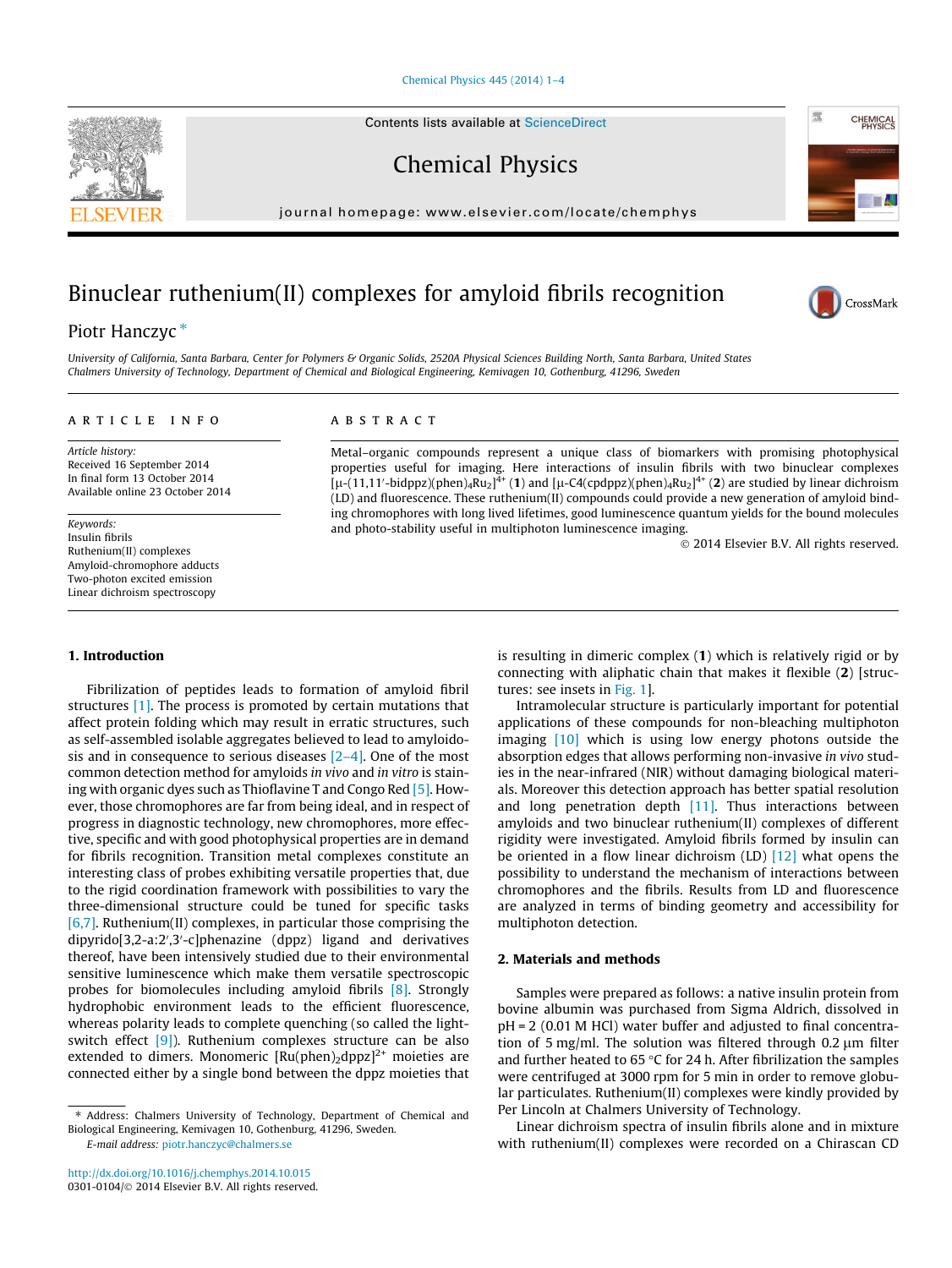# Binuclear ruthenium(II) complexes for amyloid fibrils recognition

Piotr Hanczyc *

University of California, Santa Barbara, Center for Polymers & Organic Solids, 2520A Physical Sciences Building North, Santa Barbara, United States
Chalmers University of Technology, Department of Chemical and Biological Engineering, Kemivagen 10, Gothenburg, 41296, Sweden

## ARTICLE INFO

*Article history:*
Received 16 September 2014
In final form 13 October 2014
Available online 23 October 2014

*Keywords:*
Insulin fibrils
Ruthenium(II) complexes
Amyloid-chromophore adducts
Two-photon excited emission
Linear dichroism spectroscopy

## ABSTRACT

Metal–organic compounds represent a unique class of biomarkers with promising photophysical properties useful for imaging. Here interactions of insulin fibrils with two binuclear complexes $[\mu\text{-}(11,11'\text{-bidppz})(\text{phen})_4\text{Ru}_2]^{4+}$ (**1**) and $[\mu\text{-C4(cpdppz)(phen)}_4\text{Ru}_2]^{4+}$ (**2**) are studied by linear dichroism (LD) and fluorescence. These ruthenium(II) compounds could provide a new generation of amyloid binding chromophores with long lived lifetimes, good luminescence quantum yields for the bound molecules and photo-stability useful in multiphoton luminescence imaging.

© 2014 Elsevier B.V. All rights reserved.

## 1. Introduction

Fibrilization of peptides leads to formation of amyloid fibril structures [1]. The process is promoted by certain mutations that affect protein folding which may result in erratic structures, such as self-assembled isolable aggregates believed to lead to amyloidosis and in consequence to serious diseases [2–4]. One of the most common detection method for amyloids *in vivo* and *in vitro* is staining with organic dyes such as Thioflavine T and Congo Red [5]. However, those chromophores are far from being ideal, and in respect of progress in diagnostic technology, new chromophores, more effective, specific and with good photophysical properties are in demand for fibrils recognition. Transition metal complexes constitute an interesting class of probes exhibiting versatile properties that, due to the rigid coordination framework with possibilities to vary the three-dimensional structure could be tuned for specific tasks [6,7]. Ruthenium(II) complexes, in particular those comprising the dipyrido[3,2-a:2′,3′-c]phenazine (dppz) ligand and derivatives thereof, have been intensively studied due to their environmental sensitive luminescence which make them versatile spectroscopic probes for biomolecules including amyloid fibrils [8]. Strongly hydrophobic environment leads to the efficient fluorescence, whereas polarity leads to complete quenching (so called the light-switch effect [9]). Ruthenium complexes structure can be also extended to dimers. Monomeric $[\text{Ru(phen)}_2\text{dppz}]^{2+}$ moieties are connected either by a single bond between the dppz moieties that is resulting in dimeric complex (**1**) which is relatively rigid or by connecting with aliphatic chain that makes it flexible (**2**) [structures: see insets in Fig. 1].

Intramolecular structure is particularly important for potential applications of these compounds for non-bleaching multiphoton imaging [10] which is using low energy photons outside the absorption edges that allows performing non-invasive *in vivo* studies in the near-infrared (NIR) without damaging biological materials. Moreover this detection approach has better spatial resolution and long penetration depth [11]. Thus interactions between amyloids and two binuclear ruthenium(II) complexes of different rigidity were investigated. Amyloid fibrils formed by insulin can be oriented in a flow linear dichroism (LD) [12] what opens the possibility to understand the mechanism of interactions between chromophores and the fibrils. Results from LD and fluorescence are analyzed in terms of binding geometry and accessibility for multiphoton detection.

## 2. Materials and methods

Samples were prepared as follows: a native insulin protein from bovine albumin was purchased from Sigma Aldrich, dissolved in pH = 2 (0.01 M HCl) water buffer and adjusted to final concentration of 5 mg/ml. The solution was filtered through 0.2 μm filter and further heated to 65 °C for 24 h. After fibrilization the samples were centrifuged at 3000 rpm for 5 min in order to remove globular particulates. Ruthenium(II) complexes were kindly provided by Per Lincoln at Chalmers University of Technology.

Linear dichroism spectra of insulin fibrils alone and in mixture with ruthenium(II) complexes were recorded on a Chirascan CD

---

* Address: Chalmers University of Technology, Department of Chemical and Biological Engineering, Kemivagen 10, Gothenburg, 41296, Sweden.
E-mail address: piotr.hanczyc@chalmers.se

http://dx.doi.org/10.1016/j.chemphys.2014.10.015
0301-0104/© 2014 Elsevier B.V. All rights reserved.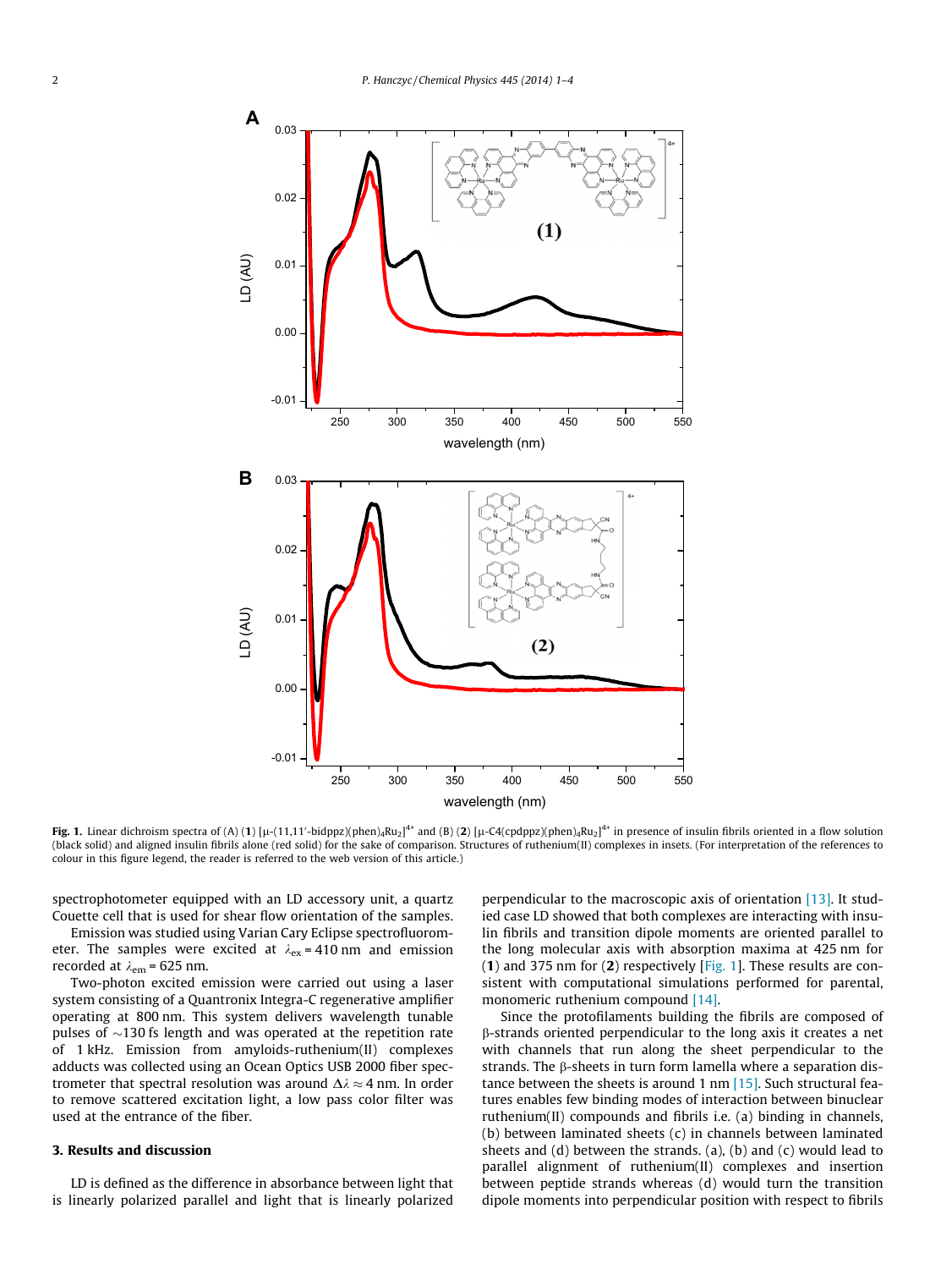Fig. 1. Linear dichroism spectra of (A) (**1**) [μ-(11,11′-bidppz)(phen)$_4$Ru$_2$]$^{4+}$ and (B) (**2**) [μ-C4(cpdppz)(phen)$_4$Ru$_2$]$^{4+}$ in presence of insulin fibrils oriented in a flow solution (black solid) and aligned insulin fibrils alone (red solid) for the sake of comparison. Structures of ruthenium(II) complexes in insets. (For interpretation of the references to colour in this figure legend, the reader is referred to the web version of this article.)

spectrophotometer equipped with an LD accessory unit, a quartz Couette cell that is used for shear flow orientation of the samples.

Emission was studied using Varian Cary Eclipse spectrofluorometer. The samples were excited at $\lambda_{ex}$ = 410 nm and emission recorded at $\lambda_{em}$ = 625 nm.

Two-photon excited emission were carried out using a laser system consisting of a Quantronix Integra-C regenerative amplifier operating at 800 nm. This system delivers wavelength tunable pulses of ~130 fs length and was operated at the repetition rate of 1 kHz. Emission from amyloids-ruthenium(II) complexes adducts was collected using an Ocean Optics USB 2000 fiber spectrometer that spectral resolution was around $\Delta\lambda \approx 4$ nm. In order to remove scattered excitation light, a low pass color filter was used at the entrance of the fiber.

## 3. Results and discussion

LD is defined as the difference in absorbance between light that is linearly polarized parallel and light that is linearly polarized perpendicular to the macroscopic axis of orientation [13]. It studied case LD showed that both complexes are interacting with insulin fibrils and transition dipole moments are oriented parallel to the long molecular axis with absorption maxima at 425 nm for (**1**) and 375 nm for (**2**) respectively [Fig. 1]. These results are consistent with computational simulations performed for parental, monomeric ruthenium compound [14].

Since the protofilaments building the fibrils are composed of β-strands oriented perpendicular to the long axis it creates a net with channels that run along the sheet perpendicular to the strands. The β-sheets in turn form lamella where a separation distance between the sheets is around 1 nm [15]. Such structural features enables few binding modes of interaction between binuclear ruthenium(II) compounds and fibrils i.e. (a) binding in channels, (b) between laminated sheets (c) in channels between laminated sheets and (d) between the strands. (a), (b) and (c) would lead to parallel alignment of ruthenium(II) complexes and insertion between peptide strands whereas (d) would turn the transition dipole moments into perpendicular position with respect to fibrils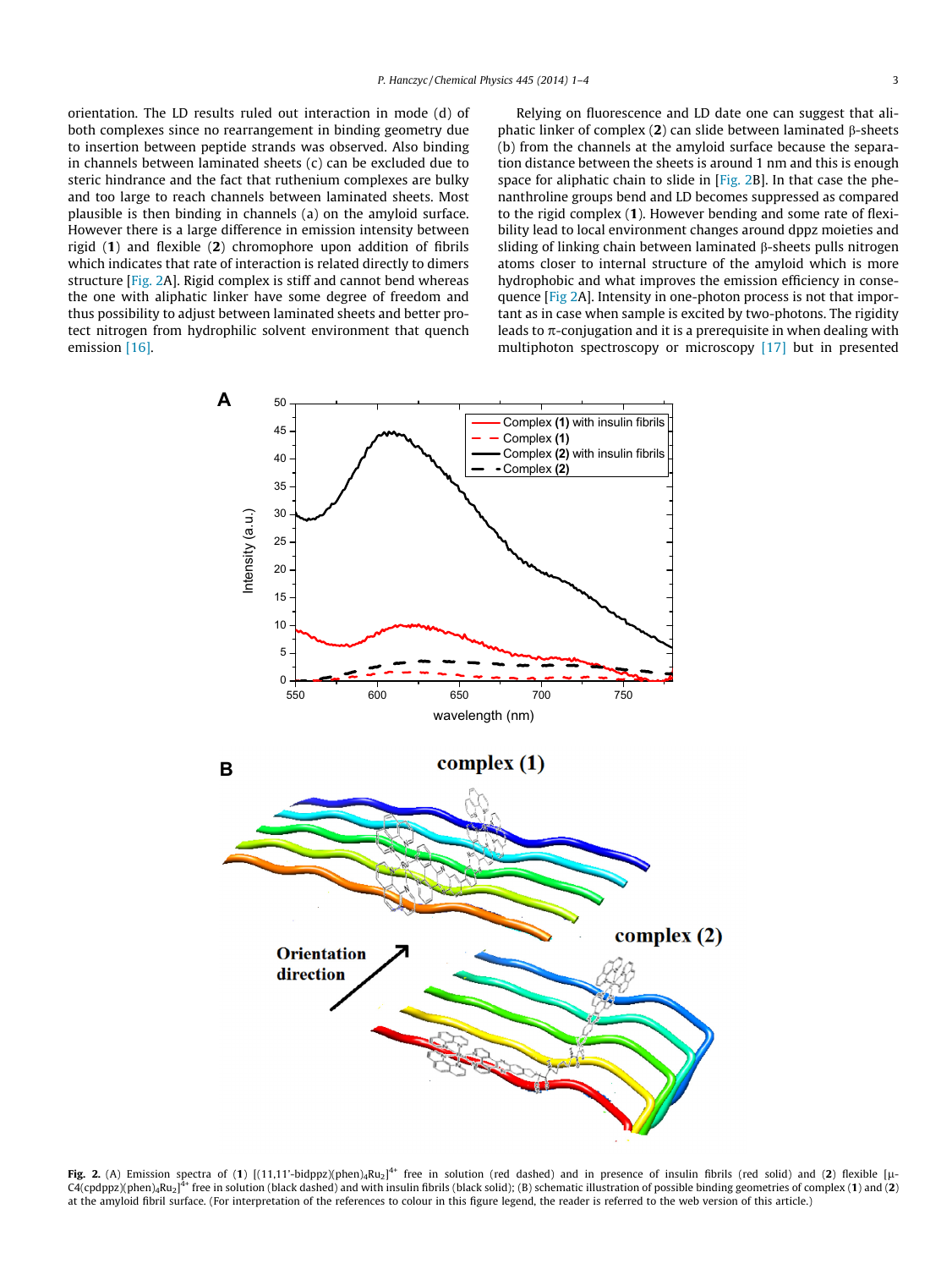orientation. The LD results ruled out interaction in mode (d) of both complexes since no rearrangement in binding geometry due to insertion between peptide strands was observed. Also binding in channels between laminated sheets (c) can be excluded due to steric hindrance and the fact that ruthenium complexes are bulky and too large to reach channels between laminated sheets. Most plausible is then binding in channels (a) on the amyloid surface. However there is a large difference in emission intensity between rigid (**1**) and flexible (**2**) chromophore upon addition of fibrils which indicates that rate of interaction is related directly to dimers structure [Fig. 2A]. Rigid complex is stiff and cannot bend whereas the one with aliphatic linker have some degree of freedom and thus possibility to adjust between laminated sheets and better protect nitrogen from hydrophilic solvent environment that quench emission [16].

Relying on fluorescence and LD date one can suggest that aliphatic linker of complex (**2**) can slide between laminated β-sheets (b) from the channels at the amyloid surface because the separation distance between the sheets is around 1 nm and this is enough space for aliphatic chain to slide in [Fig. 2B]. In that case the phenanthroline groups bend and LD becomes suppressed as compared to the rigid complex (**1**). However bending and some rate of flexibility lead to local environment changes around dppz moieties and sliding of linking chain between laminated β-sheets pulls nitrogen atoms closer to internal structure of the amyloid which is more hydrophobic and what improves the emission efficiency in consequence [Fig 2A]. Intensity in one-photon process is not that important as in case when sample is excited by two-photons. The rigidity leads to π-conjugation and it is a prerequisite in when dealing with multiphoton spectroscopy or microscopy [17] but in presented

**Fig. 2.** (A) Emission spectra of (**1**) $[(11,11'\text{-bidppz})(\text{phen})_4\text{Ru}_2]^{4+}$ free in solution (red dashed) and in presence of insulin fibrils (red solid) and (**2**) flexible $[\mu\text{-C4(cpdppz)(phen)}_4\text{Ru}_2]^{4+}$ free in solution (black dashed) and with insulin fibrils (black solid); (B) schematic illustration of possible binding geometries of complex (**1**) and (**2**) at the amyloid fibril surface. (For interpretation of the references to colour in this figure legend, the reader is referred to the web version of this article.)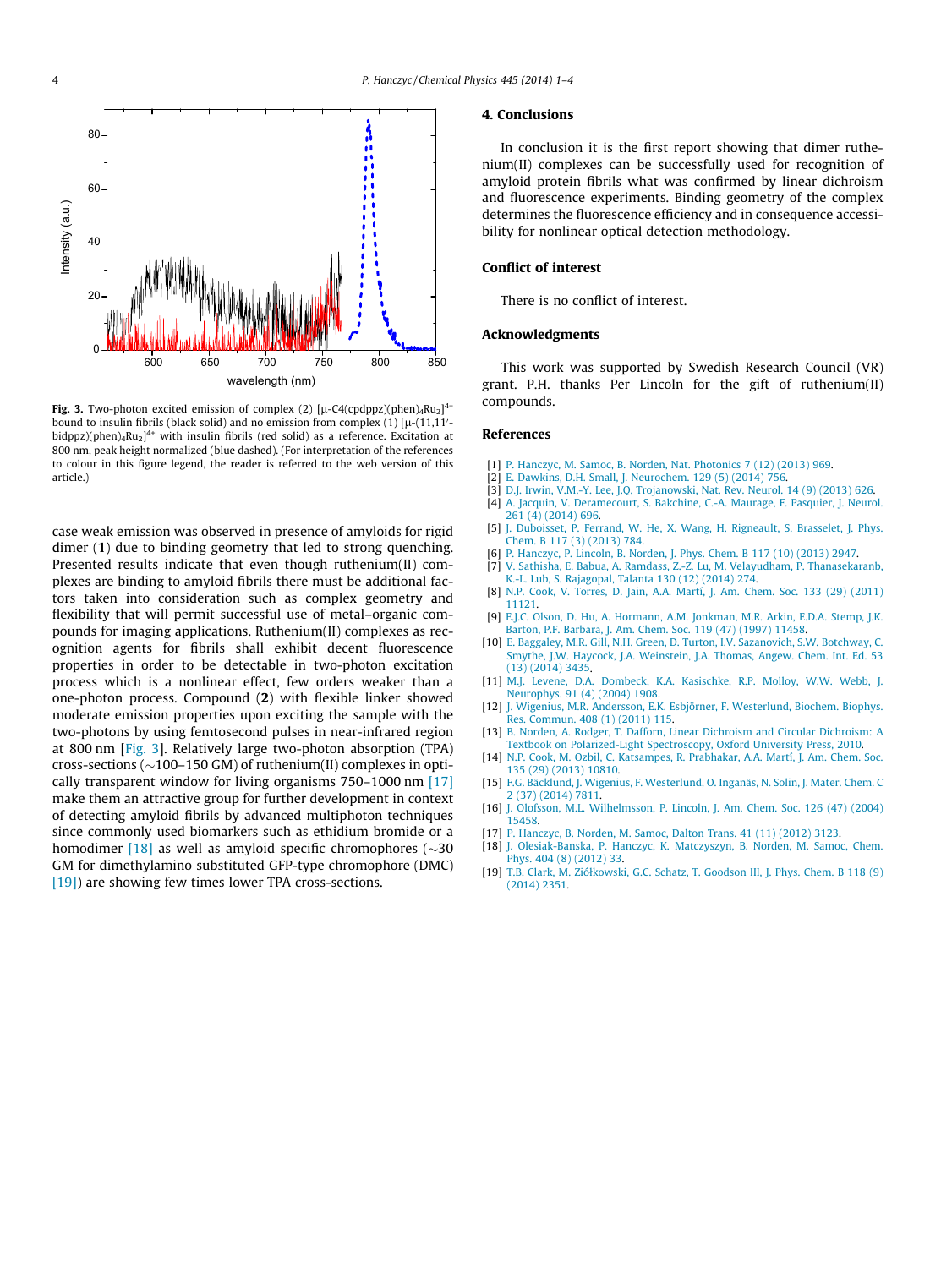Intensity (a.u.)

80

60

40

20

0

600 650 700 750 800 850

wavelength (nm)

**Fig. 3.** Two-photon excited emission of complex (2) [μ-C4(cpdppz)(phen)$_4$Ru$_2$]$^{4+}$ bound to insulin fibrils (black solid) and no emission from complex (1) [μ-(11,11′-bidppz)(phen)$_4$Ru$_2$]$^{4+}$ with insulin fibrils (red solid) as a reference. Excitation at 800 nm, peak height normalized (blue dashed). (For interpretation of the references to colour in this figure legend, the reader is referred to the web version of this article.)

case weak emission was observed in presence of amyloids for rigid dimer (**1**) due to binding geometry that led to strong quenching. Presented results indicate that even though ruthenium(II) complexes are binding to amyloid fibrils there must be additional factors taken into consideration such as complex geometry and flexibility that will permit successful use of metal–organic compounds for imaging applications. Ruthenium(II) complexes as recognition agents for fibrils shall exhibit decent fluorescence properties in order to be detectable in two-photon excitation process which is a nonlinear effect, few orders weaker than a one-photon process. Compound (**2**) with flexible linker showed moderate emission properties upon exciting the sample with the two-photons by using femtosecond pulses in near-infrared region at 800 nm [Fig. 3]. Relatively large two-photon absorption (TPA) cross-sections (∼100–150 GM) of ruthenium(II) complexes in optically transparent window for living organisms 750–1000 nm [17] make them an attractive group for further development in context of detecting amyloid fibrils by advanced multiphoton techniques since commonly used biomarkers such as ethidium bromide or a homodimer [18] as well as amyloid specific chromophores (∼30 GM for dimethylamino substituted GFP-type chromophore (DMC) [19]) are showing few times lower TPA cross-sections.

## 4. Conclusions

In conclusion it is the first report showing that dimer ruthenium(II) complexes can be successfully used for recognition of amyloid protein fibrils what was confirmed by linear dichroism and fluorescence experiments. Binding geometry of the complex determines the fluorescence efficiency and in consequence accessibility for nonlinear optical detection methodology.

## Conflict of interest

There is no conflict of interest.

## Acknowledgments

This work was supported by Swedish Research Council (VR) grant. P.H. thanks Per Lincoln for the gift of ruthenium(II) compounds.

## References

[1] P. Hanczyc, M. Samoc, B. Norden, Nat. Photonics 7 (12) (2013) 969.
[2] E. Dawkins, D.H. Small, J. Neurochem. 129 (5) (2014) 756.
[3] D.J. Irwin, V.M.-Y. Lee, J.Q. Trojanowski, Nat. Rev. Neurol. 14 (9) (2013) 626.
[4] A. Jacquin, V. Deramecourt, S. Bakchine, C.-A. Maurage, F. Pasquier, J. Neurol. 261 (4) (2014) 696.
[5] J. Duboisset, P. Ferrand, W. He, X. Wang, H. Rigneault, S. Brasselet, J. Phys. Chem. B 117 (3) (2013) 784.
[6] P. Hanczyc, P. Lincoln, B. Norden, J. Phys. Chem. B 117 (10) (2013) 2947.
[7] V. Sathisha, E. Babua, A. Ramdass, Z.-Z. Lu, M. Velayudham, P. Thanasekaranb, K.-L. Lub, S. Rajagopal, Talanta 130 (12) (2014) 274.
[8] N.P. Cook, V. Torres, D. Jain, A.A. Martí, J. Am. Chem. Soc. 133 (29) (2011) 11121.
[9] E.J.C. Olson, D. Hu, A. Hormann, A.M. Jonkman, M.R. Arkin, E.D.A. Stemp, J.K. Barton, P.F. Barbara, J. Am. Chem. Soc. 119 (47) (1997) 11458.
[10] E. Baggaley, M.R. Gill, N.H. Green, D. Turton, I.V. Sazanovich, S.W. Botchway, C. Smythe, J.W. Haycock, J.A. Weinstein, J.A. Thomas, Angew. Chem. Int. Ed. 53 (13) (2014) 3435.
[11] M.J. Levene, D.A. Dombeck, K.A. Kasischke, R.P. Molloy, W.W. Webb, J. Neurophys. 91 (4) (2004) 1908.
[12] J. Wigenius, M.R. Andersson, E.K. Esbjörner, F. Westerlund, Biochem. Biophys. Res. Commun. 408 (1) (2011) 115.
[13] B. Norden, A. Rodger, T. Dafforn, Linear Dichroism and Circular Dichroism: A Textbook on Polarized-Light Spectroscopy, Oxford University Press, 2010.
[14] N.P. Cook, M. Ozbil, C. Katsampes, R. Prabhakar, A.A. Martí, J. Am. Chem. Soc. 135 (29) (2013) 10810.
[15] F.G. Bäcklund, J. Wigenius, F. Westerlund, O. Inganäs, N. Solin, J. Mater. Chem. C 2 (37) (2014) 7811.
[16] J. Olofsson, M.L. Wilhelmsson, P. Lincoln, J. Am. Chem. Soc. 126 (47) (2004) 15458.
[17] P. Hanczyc, B. Norden, M. Samoc, Dalton Trans. 41 (11) (2012) 3123.
[18] J. Olesiak-Banska, P. Hanczyc, K. Matczyszyn, B. Norden, M. Samoc, Chem. Phys. 404 (8) (2012) 33.
[19] T.B. Clark, M. Ziółkowski, G.C. Schatz, T. Goodson III, J. Phys. Chem. B 118 (9) (2014) 2351.